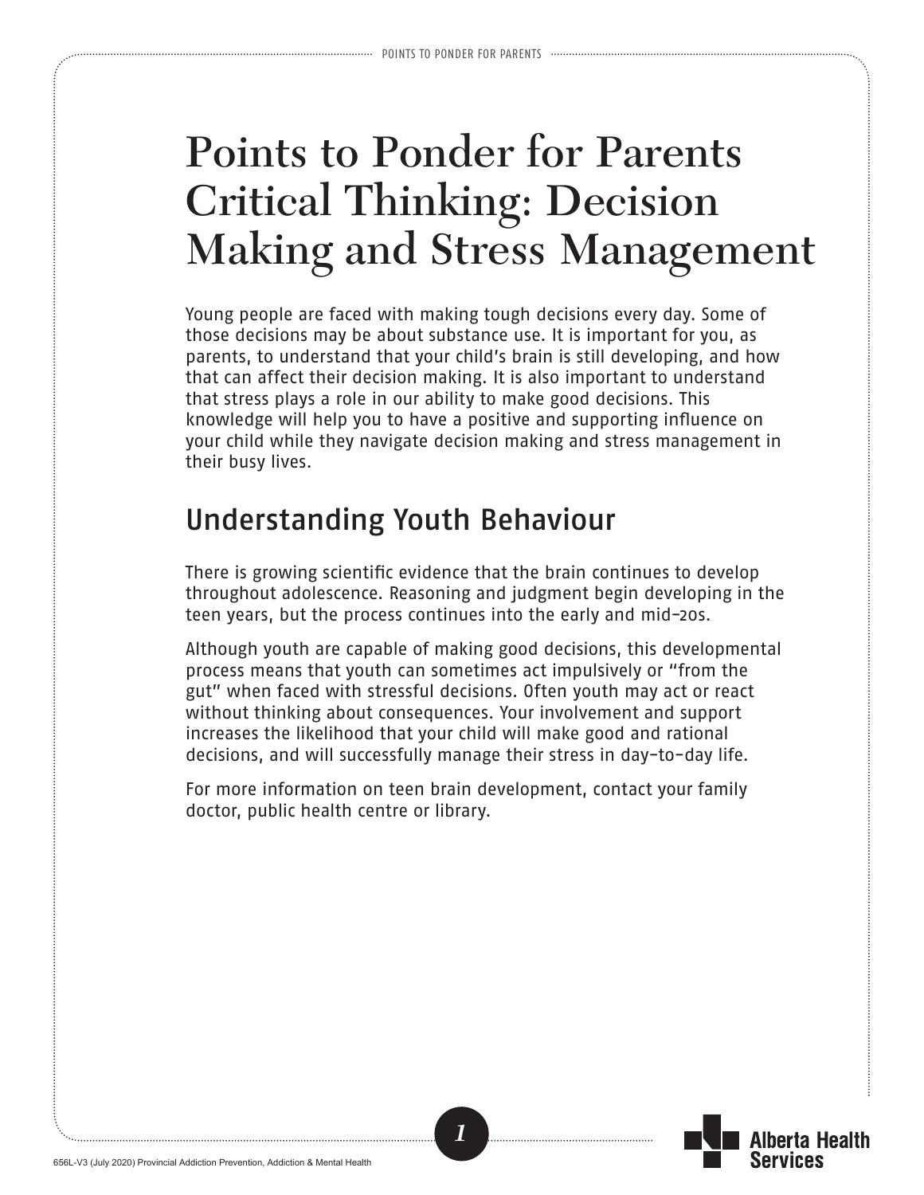# Points to Ponder for Parents Critical Thinking: Decision Making and Stress Management

Young people are faced with making tough decisions every day. Some of those decisions may be about substance use. It is important for you, as parents, to understand that your child's brain is still developing, and how that can affect their decision making. It is also important to understand that stress plays a role in our ability to make good decisions. This knowledge will help you to have a positive and supporting influence on your child while they navigate decision making and stress management in their busy lives.

## Understanding Youth Behaviour

There is growing scientific evidence that the brain continues to develop throughout adolescence. Reasoning and judgment begin developing in the teen years, but the process continues into the early and mid-20s.

Although youth are capable of making good decisions, this developmental process means that youth can sometimes act impulsively or "from the gut" when faced with stressful decisions. Often youth may act or react without thinking about consequences. Your involvement and support increases the likelihood that your child will make good and rational decisions, and will successfully manage their stress in day-to-day life.

For more information on teen brain development, contact your family doctor, public health centre or library.

656L-V3 (July 2020) Provincial Addiction Prevention, Addiction & Mental Health

Alberta Health Services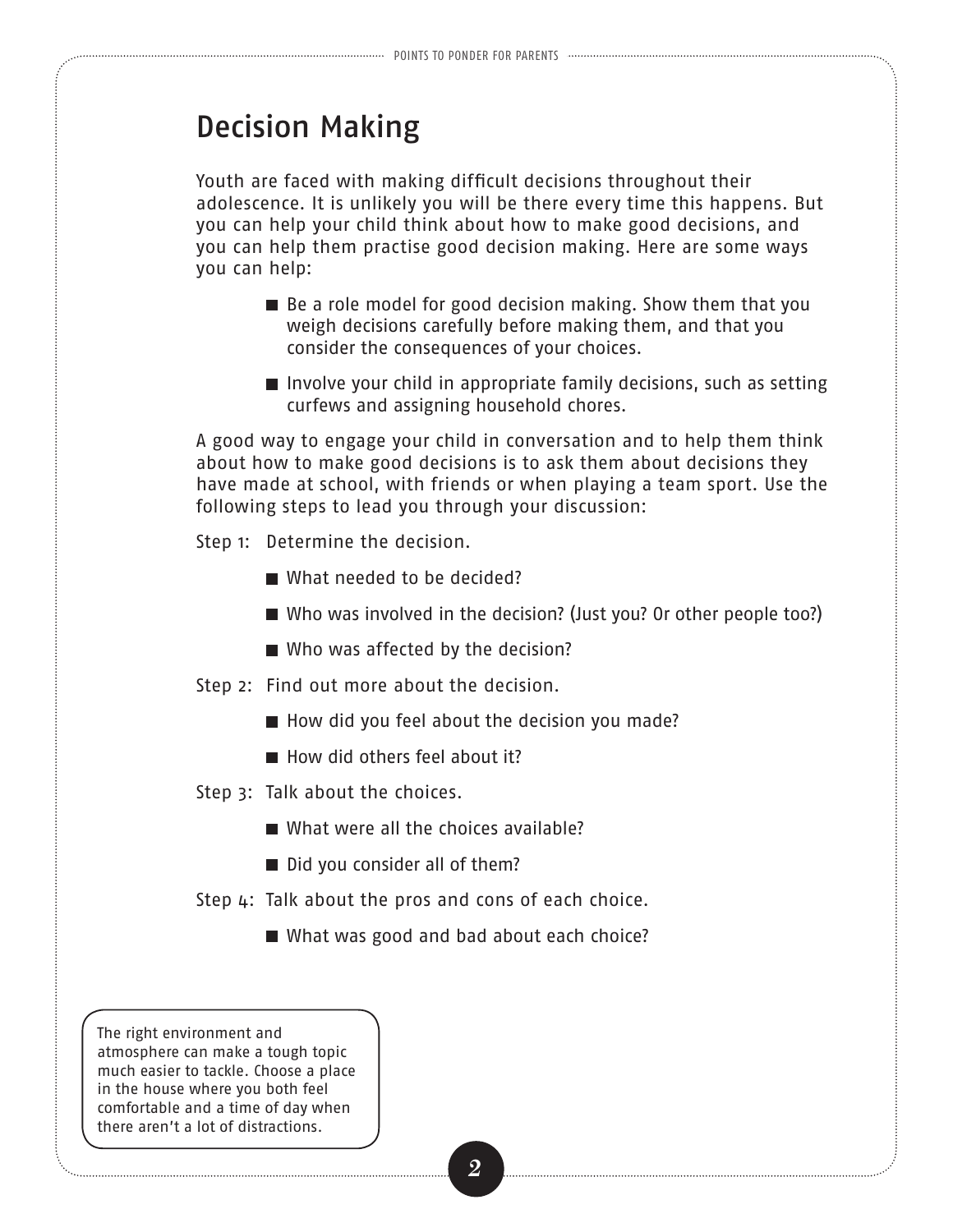# Decision Making

Youth are faced with making difficult decisions throughout their adolescence. It is unlikely you will be there every time this happens. But you can help your child think about how to make good decisions, and you can help them practise good decision making. Here are some ways you can help:

- Be a role model for good decision making. Show them that you weigh decisions carefully before making them, and that you consider the consequences of your choices.
- Involve your child in appropriate family decisions, such as setting curfews and assigning household chores.

A good way to engage your child in conversation and to help them think about how to make good decisions is to ask them about decisions they have made at school, with friends or when playing a team sport. Use the following steps to lead you through your discussion:

Step 1: Determine the decision.

- What needed to be decided?
- Who was involved in the decision? (Just you? Or other people too?)
- Who was affected by the decision?

Step 2: Find out more about the decision.

- How did you feel about the decision you made?
- How did others feel about it?

Step 3: Talk about the choices.

- What were all the choices available?
- Did you consider all of them?

Step 4: Talk about the pros and cons of each choice.

- What was good and bad about each choice?

> The right environment and atmosphere can make a tough topic much easier to tackle. Choose a place in the house where you both feel comfortable and a time of day when there aren't a lot of distractions.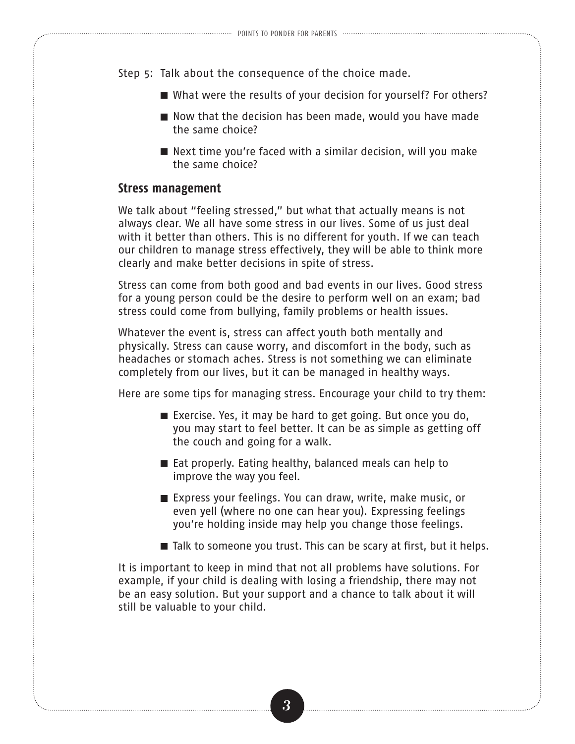Step 5: Talk about the consequence of the choice made.

- What were the results of your decision for yourself? For others?
- Now that the decision has been made, would you have made the same choice?
- Next time you're faced with a similar decision, will you make the same choice?

## Stress management

We talk about "feeling stressed," but what that actually means is not always clear. We all have some stress in our lives. Some of us just deal with it better than others. This is no different for youth. If we can teach our children to manage stress effectively, they will be able to think more clearly and make better decisions in spite of stress.

Stress can come from both good and bad events in our lives. Good stress for a young person could be the desire to perform well on an exam; bad stress could come from bullying, family problems or health issues.

Whatever the event is, stress can affect youth both mentally and physically. Stress can cause worry, and discomfort in the body, such as headaches or stomach aches. Stress is not something we can eliminate completely from our lives, but it can be managed in healthy ways.

Here are some tips for managing stress. Encourage your child to try them:

- Exercise. Yes, it may be hard to get going. But once you do, you may start to feel better. It can be as simple as getting off the couch and going for a walk.
- Eat properly. Eating healthy, balanced meals can help to improve the way you feel.
- Express your feelings. You can draw, write, make music, or even yell (where no one can hear you). Expressing feelings you're holding inside may help you change those feelings.
- Talk to someone you trust. This can be scary at first, but it helps.

It is important to keep in mind that not all problems have solutions. For example, if your child is dealing with losing a friendship, there may not be an easy solution. But your support and a chance to talk about it will still be valuable to your child.